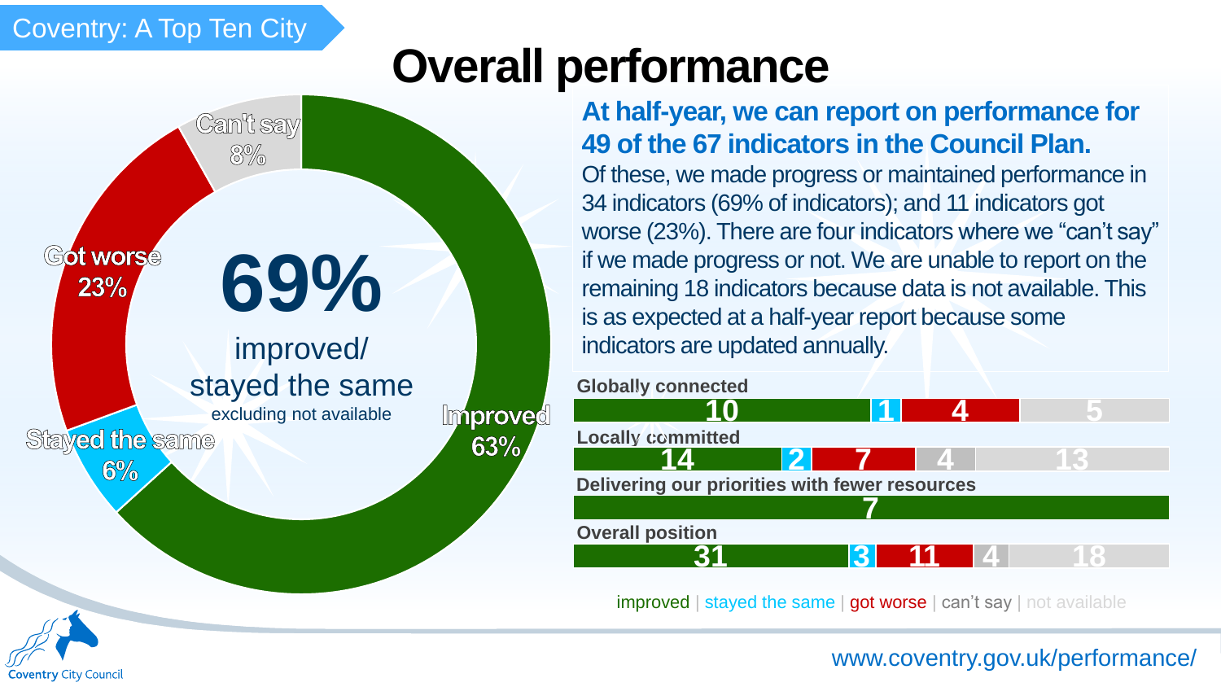Coventry: A Top Ten City

# Overall performance

Can't say 8%

Got worse 23%

Stayed the same 6%

Improved 63%

**69%** improved/ stayed the same excluding not available

**At half-year, we can report on performance for 49 of the 67 indicators in the Council Plan.**

Of these, we made progress or maintained performance in 34 indicators (69% of indicators); and 11 indicators got worse (23%). There are four indicators where we "can't say" if we made progress or not. We are unable to report on the remaining 18 indicators because data is not available. This is as expected at a half-year report because some indicators are updated annually.

| | improved | stayed the same | got worse | can't say | not available |
|---|---|---|---|---|---|
| Globally connected | 10 | 1 | 4 | | 5 |
| Locally committed | 14 | 2 | 7 | 4 | 13 |
| Delivering our priorities with fewer resources | 7 | | | | |
| Overall position | 31 | 3 | 11 | 4 | 18 |

improved | stayed the same | got worse | can't say | not available

Coventry City Council

www.coventry.gov.uk/performance/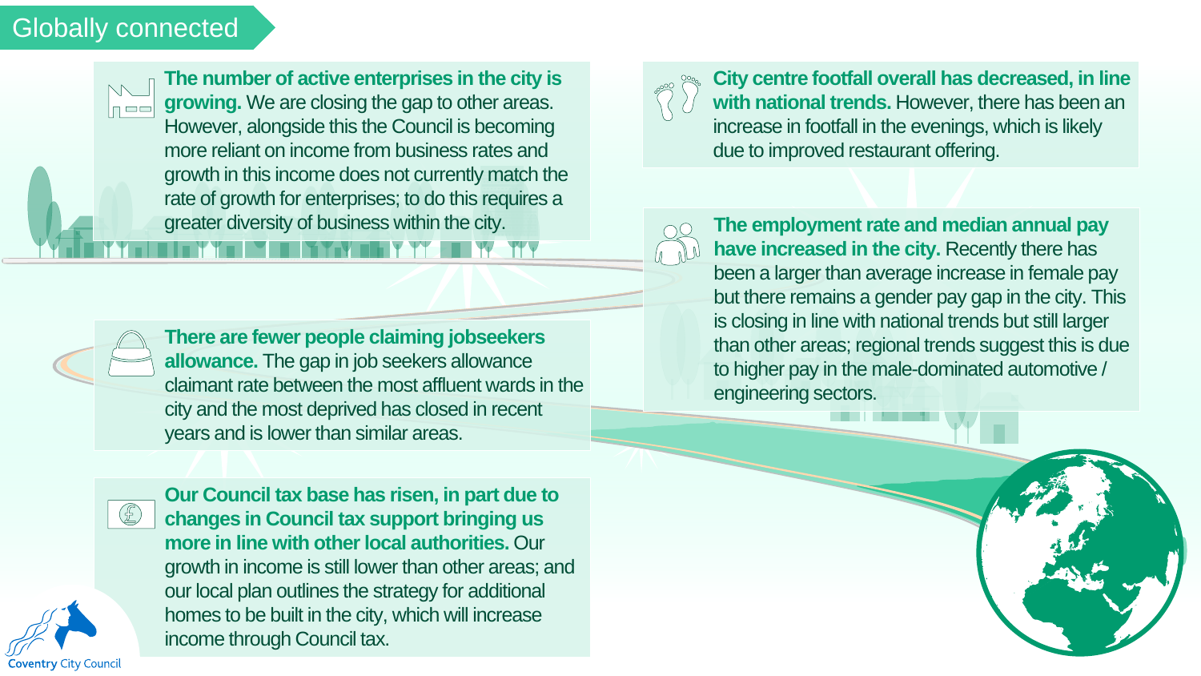# Globally connected

**The number of active enterprises in the city is growing.** We are closing the gap to other areas. However, alongside this the Council is becoming more reliant on income from business rates and growth in this income does not currently match the rate of growth for enterprises; to do this requires a greater diversity of business within the city.

**There are fewer people claiming jobseekers allowance.** The gap in job seekers allowance claimant rate between the most affluent wards in the city and the most deprived has closed in recent years and is lower than similar areas.

**Our Council tax base has risen, in part due to changes in Council tax support bringing us more in line with other local authorities.** Our growth in income is still lower than other areas; and our local plan outlines the strategy for additional homes to be built in the city, which will increase income through Council tax.

**City centre footfall overall has decreased, in line with national trends.** However, there has been an increase in footfall in the evenings, which is likely due to improved restaurant offering.

**The employment rate and median annual pay have increased in the city.** Recently there has been a larger than average increase in female pay but there remains a gender pay gap in the city. This is closing in line with national trends but still larger than other areas; regional trends suggest this is due to higher pay in the male-dominated automotive / engineering sectors.

Coventry City Council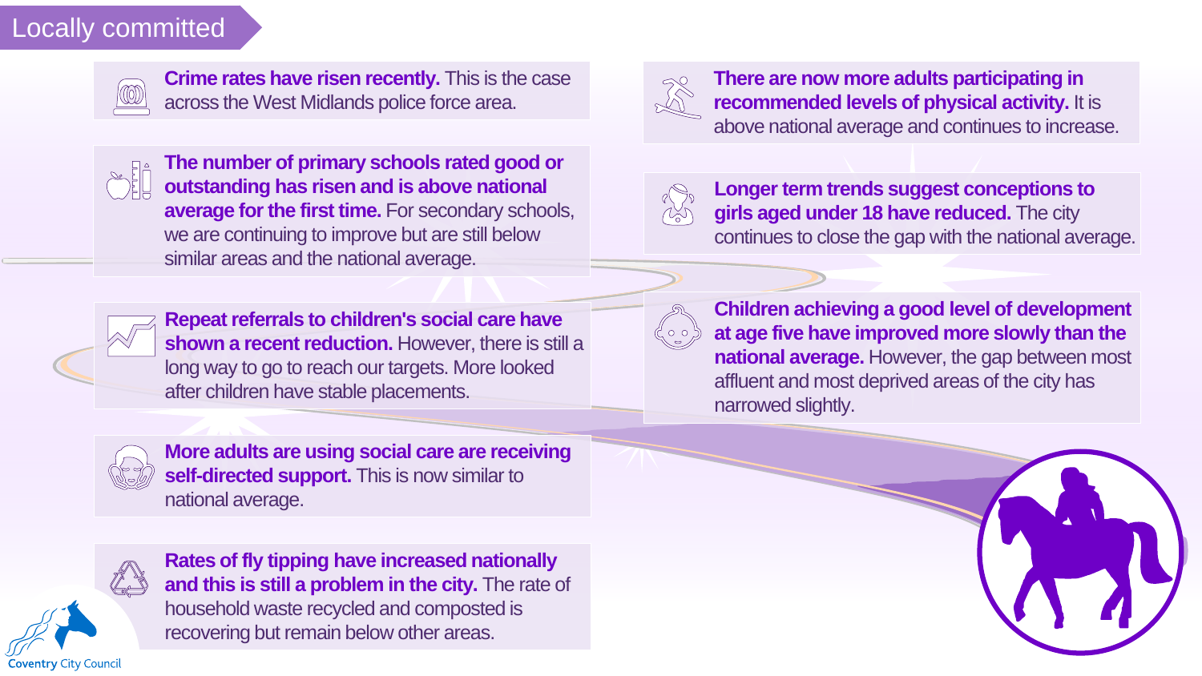# Locally committed

**Crime rates have risen recently.** This is the case across the West Midlands police force area.

**The number of primary schools rated good or outstanding has risen and is above national average for the first time.** For secondary schools, we are continuing to improve but are still below similar areas and the national average.

**Repeat referrals to children's social care have shown a recent reduction.** However, there is still a long way to go to reach our targets. More looked after children have stable placements.

**More adults are using social care are receiving self-directed support.** This is now similar to national average.

**Rates of fly tipping have increased nationally and this is still a problem in the city.** The rate of household waste recycled and composted is recovering but remain below other areas.

**There are now more adults participating in recommended levels of physical activity.** It is above national average and continues to increase.

**Longer term trends suggest conceptions to girls aged under 18 have reduced.** The city continues to close the gap with the national average.

**Children achieving a good level of development at age five have improved more slowly than the national average.** However, the gap between most affluent and most deprived areas of the city has narrowed slightly.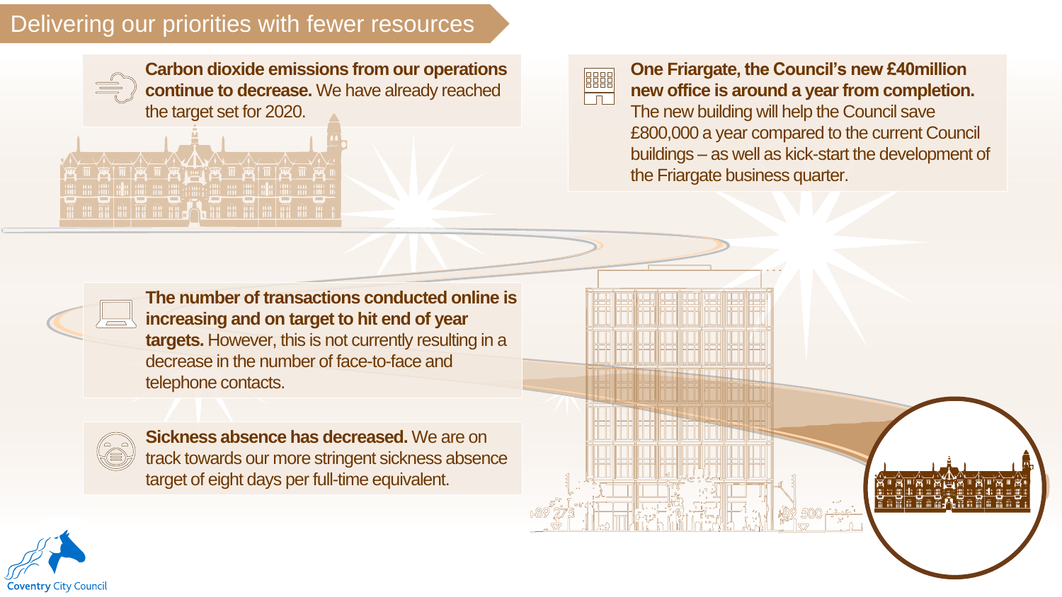# Delivering our priorities with fewer resources

**Carbon dioxide emissions from our operations continue to decrease.** We have already reached the target set for 2020.

**One Friargate, the Council's new £40million new office is around a year from completion.** The new building will help the Council save £800,000 a year compared to the current Council buildings – as well as kick-start the development of the Friargate business quarter.

**The number of transactions conducted online is increasing and on target to hit end of year targets.** However, this is not currently resulting in a decrease in the number of face-to-face and telephone contacts.

**Sickness absence has decreased.** We are on track towards our more stringent sickness absence target of eight days per full-time equivalent.

Coventry City Council